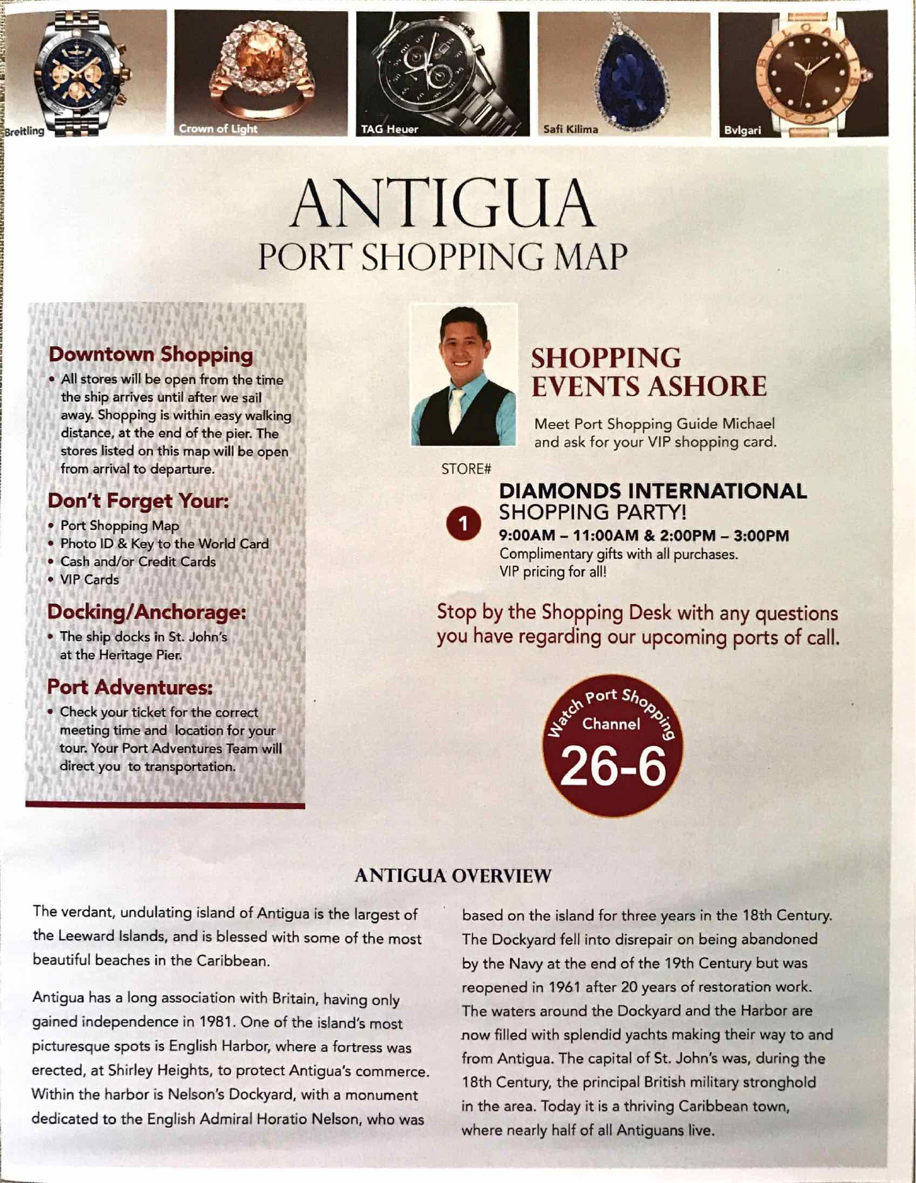Breitling

Crown of Light

TAG Heuer

Safi Kilima

Bvlgari

# ANTIGUA
## PORT SHOPPING MAP

### Downtown Shopping

- All stores will be open from the time the ship arrives until after we sail away. Shopping is within easy walking distance, at the end of the pier. The stores listed on this map will be open from arrival to departure.

### Don't Forget Your:

- Port Shopping Map
- Photo ID & Key to the World Card
- Cash and/or Credit Cards
- VIP Cards

### Docking/Anchorage:

- The ship docks in St. John's at the Heritage Pier.

### Port Adventures:

- Check your ticket for the correct meeting time and location for your tour. Your Port Adventures Team will direct you to transportation.

## SHOPPING EVENTS ASHORE

Meet Port Shopping Guide Michael and ask for your VIP shopping card.

STORE#

**1** **DIAMONDS INTERNATIONAL** SHOPPING PARTY!

**9:00AM – 11:00AM & 2:00PM – 3:00PM**

Complimentary gifts with all purchases.

VIP pricing for all!

Stop by the Shopping Desk with any questions you have regarding our upcoming ports of call.

Watch Port Shopping Channel 26-6

## ANTIGUA OVERVIEW

The verdant, undulating island of Antigua is the largest of the Leeward Islands, and is blessed with some of the most beautiful beaches in the Caribbean.

Antigua has a long association with Britain, having only gained independence in 1981. One of the island's most picturesque spots is English Harbor, where a fortress was erected, at Shirley Heights, to protect Antigua's commerce. Within the harbor is Nelson's Dockyard, with a monument dedicated to the English Admiral Horatio Nelson, who was based on the island for three years in the 18th Century. The Dockyard fell into disrepair on being abandoned by the Navy at the end of the 19th Century but was reopened in 1961 after 20 years of restoration work. The waters around the Dockyard and the Harbor are now filled with splendid yachts making their way to and from Antigua. The capital of St. John's was, during the 18th Century, the principal British military stronghold in the area. Today it is a thriving Caribbean town, where nearly half of all Antiguans live.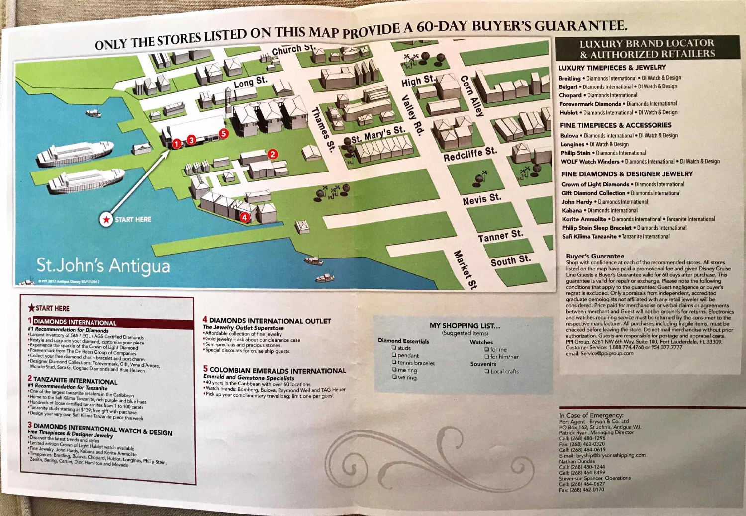# ONLY THE STORES LISTED ON THIS MAP PROVIDE A 60-DAY BUYER'S GUARANTEE.

Church St. · Long St. · Thames St. · High St. · Valley Rd. · Corn Alley · St. Mary's St. · Redcliffe St. · Nevis St. · Tanner St. · South St. · Market St

★ START HERE

St.John's Antigua

© PPI 2017 Antigua Disney 03/17/2017

## LUXURY BRAND LOCATOR & AUTHORIZED RETAILERS

### LUXURY TIMEPIECES & JEWELRY

- **Breitling** • Diamonds International • DI Watch & Design
- **Bvlgari** • Diamonds International • DI Watch & Design
- **Chopard** • Diamonds International
- **Forevermark Diamonds** • Diamonds International
- **Hublot** • Diamonds International • DI Watch & Design

### FINE TIMEPIECES & ACCESSORIES

- **Bulova** • Diamonds International • DI Watch & Design
- **Longines** • DI Watch & Design
- **Philip Stein** • Diamonds International
- **WOLF Watch Winders** • Diamonds International • DI Watch & Design

### FINE DIAMONDS & DESIGNER JEWELRY

- **Crown of Light Diamonds** • Diamonds International
- **Gift Diamond Collection** • Diamonds International
- **John Hardy** • Diamonds International
- **Kabana** • Diamonds International
- **Korite Ammolite** • Diamonds International • Tanzanite International
- **Philip Stein Sleep Bracelet** • Diamonds International
- **Safi Kilima Tanzanite** • Tanzanite International

### Buyer's Guarantee

Shop with confidence at each of the recommended stores. All stores listed on the map have paid a promotional fee and given Disney Cruise Line Guests a Buyer's Guarantee valid for 60 days after purchase. This guarantee is valid for repair or exchange. Please note the following conditions that apply to the guarantee: Guest negligence or buyer's regret is excluded. Only appraisals from independent, accredited graduate gemologists not affiliated with any retail jeweler will be considered. Price paid for merchandise or verbal claims or agreements between merchant and Guest will not be grounds for returns. Electronics and watches requiring service must be returned by the consumer to the respective manufacturer. All purchases, including fragile items, must be checked before leaving the store. Do not mail merchandise without prior authorization. Guests are responsible for postage and appraisal costs. PPI Group, 6261 NW 6th Way, Suite 100, Fort Lauderdale, FL 33309, Customer Service: 1.888.774.4768 or 954.377.7777 email: Service@ppigroup.com

## ★ START HERE

### 1 DIAMONDS INTERNATIONAL

***#1 Recommendation for Diamonds***

- Largest inventory of GIA / EGL / AGS Certified Diamonds
- Restyle and upgrade your diamond, customize your piece
- Experience the sparkle of the Crown of Light Diamond
- Forevermark from The De Beers Group of Companies
- Collect your free diamond charm bracelet and port charm
- Designer Diamond Collections: Forevermark, Gift, Vena d'Amore, WonderStud, Sara G, Cognac Diamonds and Blue Heaven

### 2 TANZANITE INTERNATIONAL

***#1 Recommendation for Tanzanite***

- One of the largest tanzanite retailers in the Caribbean
- Home to the Safi Kilima Tanzanite, rich purple and blue hues
- Hundreds of loose certified tanzanites from 1 to 100 carats
- Tanzanite studs starting at $139; free gift with purchase
- Design your very own Safi Kilima Tanzanite piece this week

### 3 DIAMONDS INTERNATIONAL WATCH & DESIGN

***Fine Timepieces & Designer Jewelry***

- Discover the latest trends and styles
- Limited edition Crown of Light Hublot watch available
- Fine Jewelry: John Hardy, Kabana and Korite Ammolite
- Timepieces: Breitling, Bulova, Chopard, Hublot, Longines, Philip Stein, Zenith, Bering, Cartier, Dior, Hamilton and Movado

### 4 DIAMONDS INTERNATIONAL OUTLET

***The Jewelry Outlet Superstore***

- Affordable collection of fine jewelry
- Gold jewelry – ask about our clearance case
- Semi-precious and precious stones
- Special discounts for cruise ship guests

### 5 COLOMBIAN EMERALDS INTERNATIONAL

***Emerald and Gemstone Specialists***

- 40 years in the Caribbean with over 60 locations
- Watch brands: Bomberg, Bulova, Raymond Weil and TAG Heuer
- Pick up your complimentary travel bag; limit one per guest

### MY SHOPPING LIST...

(Suggested Items)

**Diamond Essentials**

- ☐ studs
- ☐ pendant
- ☐ tennis bracelet
- ☐ me ring
- ☐ we ring

**Watches**

- ☐ for me
- ☐ for him/her

**Souvenirs**

- ☐ Local crafts

### In Case of Emergency:

Port Agent - Bryson & Co. Ltd
PO Box 162, St John's, Antigua W.I.
Patrick Ryan, Managing Director
Call: (268) 480-1296
Fax: (268) 462-0320
Cell: (268) 464-0619
E-mail: bryship@brysonsshipping.com
Nathan Dundas
Call: (268) 480-1244
Cell: (268) 464-8499
Stevenson Spancer, Operations
Cell: (268) 464-0627
Fax: (268) 462-0170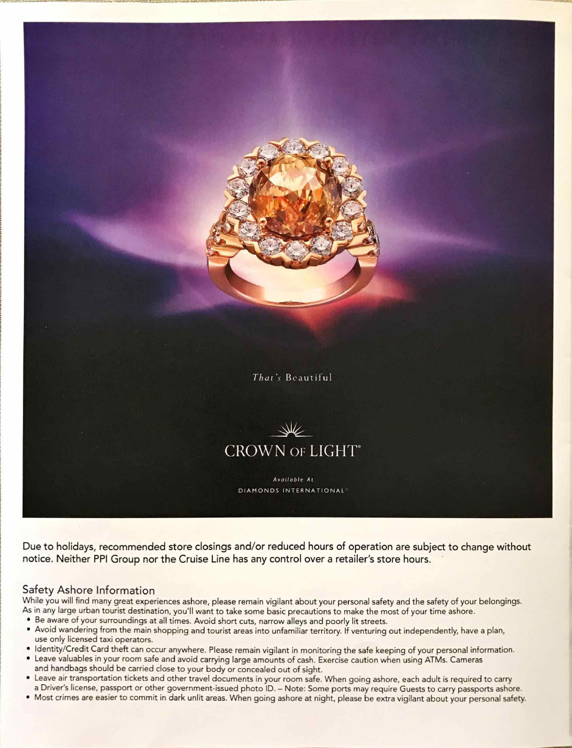That's Beautiful

CROWN OF LIGHT®

Available At
DIAMONDS INTERNATIONAL®

Due to holidays, recommended store closings and/or reduced hours of operation are subject to change without notice. Neither PPI Group nor the Cruise Line has any control over a retailer's store hours.

## Safety Ashore Information

While you will find many great experiences ashore, please remain vigilant about your personal safety and the safety of your belongings. As in any large urban tourist destination, you'll want to take some basic precautions to make the most of your time ashore.

- Be aware of your surroundings at all times. Avoid short cuts, narrow alleys and poorly lit streets.
- Avoid wandering from the main shopping and tourist areas into unfamiliar territory. If venturing out independently, have a plan, use only licensed taxi operators.
- Identity/Credit Card theft can occur anywhere. Please remain vigilant in monitoring the safe keeping of your personal information.
- Leave valuables in your room safe and avoid carrying large amounts of cash. Exercise caution when using ATMs. Cameras and handbags should be carried close to your body or concealed out of sight.
- Leave air transportation tickets and other travel documents in your room safe. When going ashore, each adult is required to carry a Driver's license, passport or other government-issued photo ID. – Note: Some ports may require Guests to carry passports ashore.
- Most crimes are easier to commit in dark unlit areas. When going ashore at night, please be extra vigilant about your personal safety.